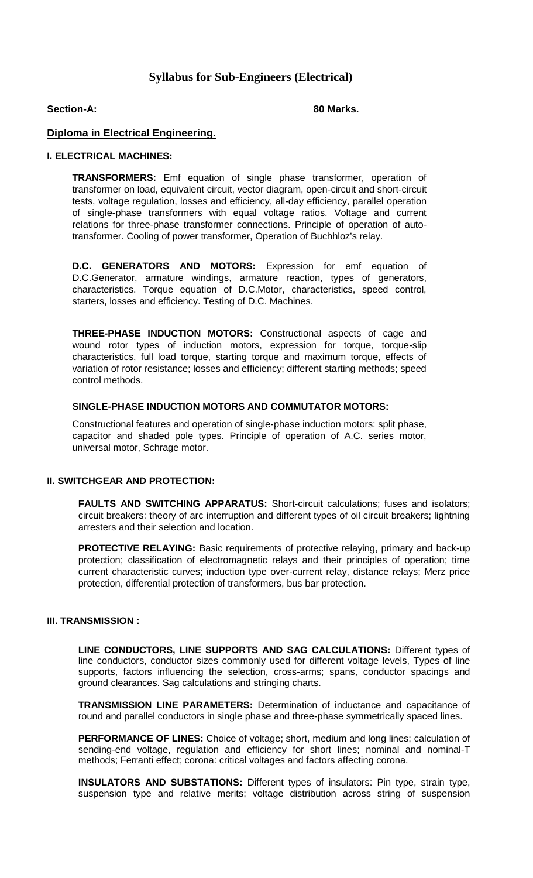# Syllabus for Sub-Engineers (Electrical)

**Section-A:** **80 Marks.**

**Diploma in Electrical Engineering.**

### I. ELECTRICAL MACHINES:

**TRANSFORMERS:** Emf equation of single phase transformer, operation of transformer on load, equivalent circuit, vector diagram, open-circuit and short-circuit tests, voltage regulation, losses and efficiency, all-day efficiency, parallel operation of single-phase transformers with equal voltage ratios. Voltage and current relations for three-phase transformer connections. Principle of operation of auto-transformer. Cooling of power transformer, Operation of Buchhloz's relay.

**D.C. GENERATORS AND MOTORS:** Expression for emf equation of D.C.Generator, armature windings, armature reaction, types of generators, characteristics. Torque equation of D.C.Motor, characteristics, speed control, starters, losses and efficiency. Testing of D.C. Machines.

**THREE-PHASE INDUCTION MOTORS:** Constructional aspects of cage and wound rotor types of induction motors, expression for torque, torque-slip characteristics, full load torque, starting torque and maximum torque, effects of variation of rotor resistance; losses and efficiency; different starting methods; speed control methods.

**SINGLE-PHASE INDUCTION MOTORS AND COMMUTATOR MOTORS:**

Constructional features and operation of single-phase induction motors: split phase, capacitor and shaded pole types. Principle of operation of A.C. series motor, universal motor, Schrage motor.

### II. SWITCHGEAR AND PROTECTION:

**FAULTS AND SWITCHING APPARATUS:** Short-circuit calculations; fuses and isolators; circuit breakers: theory of arc interruption and different types of oil circuit breakers; lightning arresters and their selection and location.

**PROTECTIVE RELAYING:** Basic requirements of protective relaying, primary and back-up protection; classification of electromagnetic relays and their principles of operation; time current characteristic curves; induction type over-current relay, distance relays; Merz price protection, differential protection of transformers, bus bar protection.

### III. TRANSMISSION :

**LINE CONDUCTORS, LINE SUPPORTS AND SAG CALCULATIONS:** Different types of line conductors, conductor sizes commonly used for different voltage levels, Types of line supports, factors influencing the selection, cross-arms; spans, conductor spacings and ground clearances. Sag calculations and stringing charts.

**TRANSMISSION LINE PARAMETERS:** Determination of inductance and capacitance of round and parallel conductors in single phase and three-phase symmetrically spaced lines.

**PERFORMANCE OF LINES:** Choice of voltage; short, medium and long lines; calculation of sending-end voltage, regulation and efficiency for short lines; nominal and nominal-T methods; Ferranti effect; corona: critical voltages and factors affecting corona.

**INSULATORS AND SUBSTATIONS:** Different types of insulators: Pin type, strain type, suspension type and relative merits; voltage distribution across string of suspension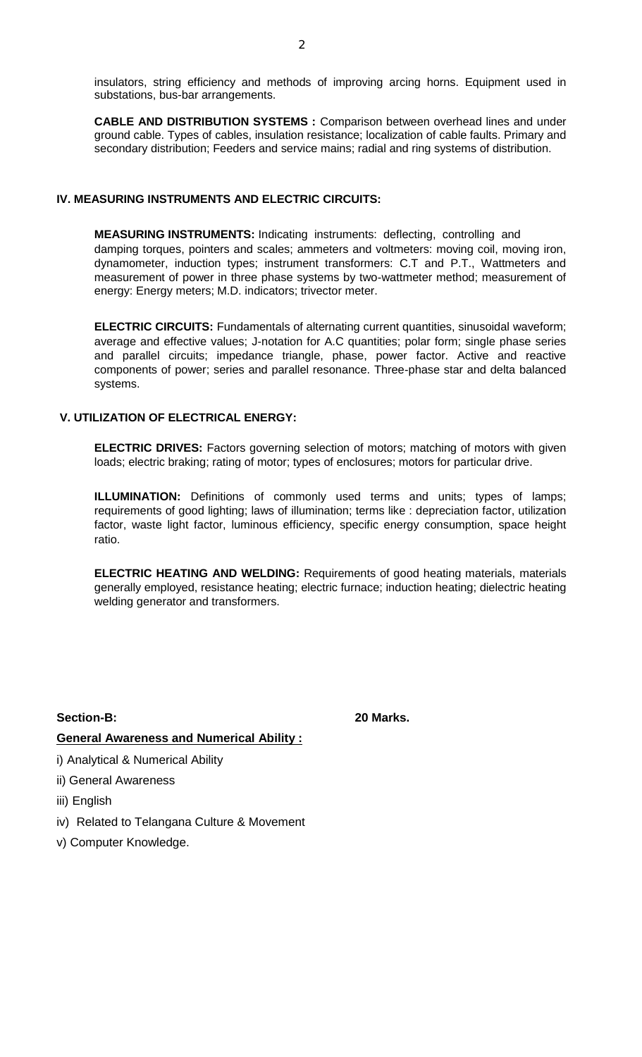insulators, string efficiency and methods of improving arcing horns. Equipment used in substations, bus-bar arrangements.

**CABLE AND DISTRIBUTION SYSTEMS :** Comparison between overhead lines and under ground cable. Types of cables, insulation resistance; localization of cable faults. Primary and secondary distribution; Feeders and service mains; radial and ring systems of distribution.

## IV. MEASURING INSTRUMENTS AND ELECTRIC CIRCUITS:

**MEASURING INSTRUMENTS:** Indicating instruments: deflecting, controlling and damping torques, pointers and scales; ammeters and voltmeters: moving coil, moving iron, dynamometer, induction types; instrument transformers: C.T and P.T., Wattmeters and measurement of power in three phase systems by two-wattmeter method; measurement of energy: Energy meters; M.D. indicators; trivector meter.

**ELECTRIC CIRCUITS:** Fundamentals of alternating current quantities, sinusoidal waveform; average and effective values; J-notation for A.C quantities; polar form; single phase series and parallel circuits; impedance triangle, phase, power factor. Active and reactive components of power; series and parallel resonance. Three-phase star and delta balanced systems.

## V. UTILIZATION OF ELECTRICAL ENERGY:

**ELECTRIC DRIVES:** Factors governing selection of motors; matching of motors with given loads; electric braking; rating of motor; types of enclosures; motors for particular drive.

**ILLUMINATION:** Definitions of commonly used terms and units; types of lamps; requirements of good lighting; laws of illumination; terms like : depreciation factor, utilization factor, waste light factor, luminous efficiency, specific energy consumption, space height ratio.

**ELECTRIC HEATING AND WELDING:** Requirements of good heating materials, materials generally employed, resistance heating; electric furnace; induction heating; dielectric heating welding generator and transformers.

**Section-B:** **20 Marks.**

**General Awareness and Numerical Ability :**

i) Analytical & Numerical Ability

ii) General Awareness

iii) English

iv) Related to Telangana Culture & Movement

v) Computer Knowledge.